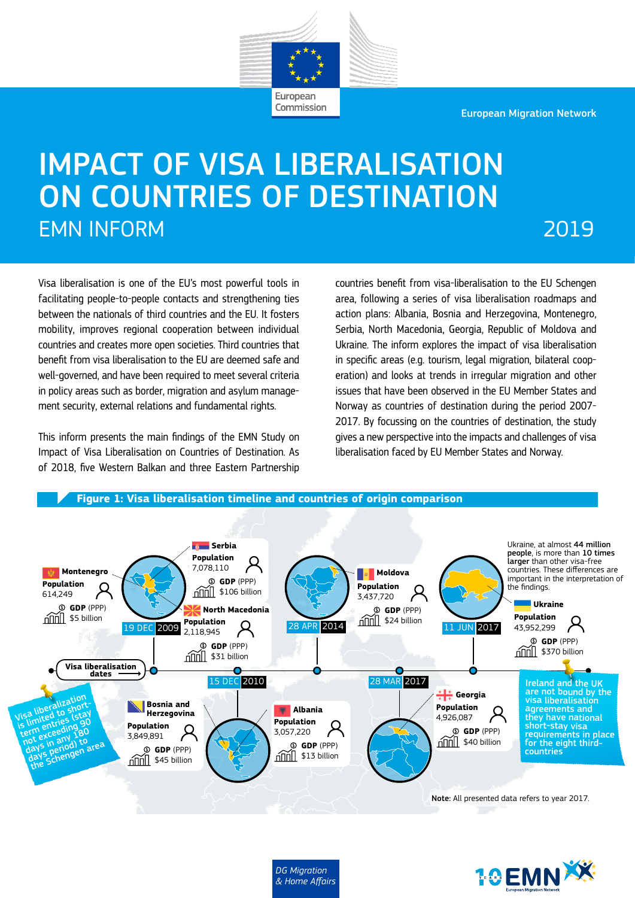European Commission

European Migration Network

# IMPACT OF VISA LIBERALISATION ON COUNTRIES OF DESTINATION

## EMN INFORM

2019

Visa liberalisation is one of the EU's most powerful tools in facilitating people-to-people contacts and strengthening ties between the nationals of third countries and the EU. It fosters mobility, improves regional cooperation between individual countries and creates more open societies. Third countries that benefit from visa liberalisation to the EU are deemed safe and well-governed, and have been required to meet several criteria in policy areas such as border, migration and asylum management security, external relations and fundamental rights.

This inform presents the main findings of the EMN Study on Impact of Visa Liberalisation on Countries of Destination. As of 2018, five Western Balkan and three Eastern Partnership countries benefit from visa-liberalisation to the EU Schengen area, following a series of visa liberalisation roadmaps and action plans: Albania, Bosnia and Herzegovina, Montenegro, Serbia, North Macedonia, Georgia, Republic of Moldova and Ukraine. The inform explores the impact of visa liberalisation in specific areas (e.g. tourism, legal migration, bilateral cooperation) and looks at trends in irregular migration and other issues that have been observed in the EU Member States and Norway as countries of destination during the period 2007-2017. By focussing on the countries of destination, the study gives a new perspective into the impacts and challenges of visa liberalisation faced by EU Member States and Norway.

**Figure 1: Visa liberalisation timeline and countries of origin comparison**

| Visa liberalisation date | Country | Population | GDP (PPP) |
|---|---|---|---|
| 19 DEC 2009 | Montenegro | 614,249 | $5 billion |
| 19 DEC 2009 | Serbia | 7,078,110 | $106 billion |
| 19 DEC 2009 | North Macedonia | 2,118,945 | $31 billion |
| 15 DEC 2010 | Bosnia and Herzegovina | 3,849,891 | $45 billion |
| 15 DEC 2010 | Albania | 3,057,220 | $13 billion |
| 28 APR 2014 | Moldova | 3,437,720 | $24 billion |
| 28 MAR 2017 | Georgia | 4,926,087 | $40 billion |
| 11 JUN 2017 | Ukraine | 43,952,299 | $370 billion |

Ukraine, at almost **44 million people**, is more than **10 times larger** than other visa-free countries. These differences are important in the interpretation of the findings.

Visa liberalization is limited to short-term entries (stay not exceeding 90 days in any 180 days period) to the Schengen area

Ireland and the UK are not bound by the visa liberalisation agreements and they have national short-stay visa requirements in place for the eight third-countries

**Note:** All presented data refers to year 2017.

DG Migration & Home Affairs

10 YEARS EMN European Migration Network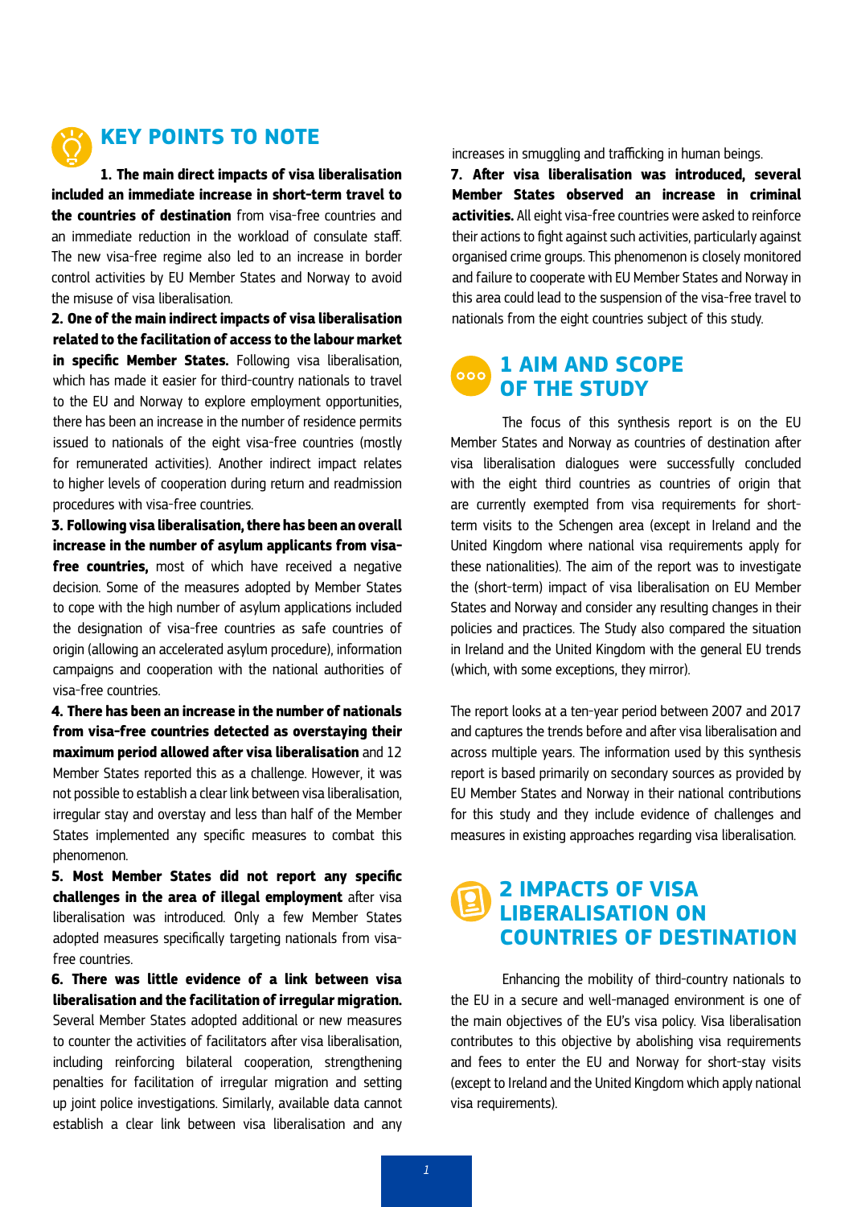## KEY POINTS TO NOTE

**1. The main direct impacts of visa liberalisation included an immediate increase in short-term travel to the countries of destination** from visa-free countries and an immediate reduction in the workload of consulate staff. The new visa-free regime also led to an increase in border control activities by EU Member States and Norway to avoid the misuse of visa liberalisation.

**2. One of the main indirect impacts of visa liberalisation related to the facilitation of access to the labour market in specific Member States.** Following visa liberalisation, which has made it easier for third-country nationals to travel to the EU and Norway to explore employment opportunities, there has been an increase in the number of residence permits issued to nationals of the eight visa-free countries (mostly for remunerated activities). Another indirect impact relates to higher levels of cooperation during return and readmission procedures with visa-free countries.

**3. Following visa liberalisation, there has been an overall increase in the number of asylum applicants from visa-free countries,** most of which have received a negative decision. Some of the measures adopted by Member States to cope with the high number of asylum applications included the designation of visa-free countries as safe countries of origin (allowing an accelerated asylum procedure), information campaigns and cooperation with the national authorities of visa-free countries.

**4. There has been an increase in the number of nationals from visa-free countries detected as overstaying their maximum period allowed after visa liberalisation** and 12 Member States reported this as a challenge. However, it was not possible to establish a clear link between visa liberalisation, irregular stay and overstay and less than half of the Member States implemented any specific measures to combat this phenomenon.

**5. Most Member States did not report any specific challenges in the area of illegal employment** after visa liberalisation was introduced. Only a few Member States adopted measures specifically targeting nationals from visa-free countries.

**6. There was little evidence of a link between visa liberalisation and the facilitation of irregular migration.** Several Member States adopted additional or new measures to counter the activities of facilitators after visa liberalisation, including reinforcing bilateral cooperation, strengthening penalties for facilitation of irregular migration and setting up joint police investigations. Similarly, available data cannot establish a clear link between visa liberalisation and any increases in smuggling and trafficking in human beings.

**7. After visa liberalisation was introduced, several Member States observed an increase in criminal activities.** All eight visa-free countries were asked to reinforce their actions to fight against such activities, particularly against organised crime groups. This phenomenon is closely monitored and failure to cooperate with EU Member States and Norway in this area could lead to the suspension of the visa-free travel to nationals from the eight countries subject of this study.

## 1 AIM AND SCOPE OF THE STUDY

The focus of this synthesis report is on the EU Member States and Norway as countries of destination after visa liberalisation dialogues were successfully concluded with the eight third countries as countries of origin that are currently exempted from visa requirements for short-term visits to the Schengen area (except in Ireland and the United Kingdom where national visa requirements apply for these nationalities). The aim of the report was to investigate the (short-term) impact of visa liberalisation on EU Member States and Norway and consider any resulting changes in their policies and practices. The Study also compared the situation in Ireland and the United Kingdom with the general EU trends (which, with some exceptions, they mirror).

The report looks at a ten-year period between 2007 and 2017 and captures the trends before and after visa liberalisation and across multiple years. The information used by this synthesis report is based primarily on secondary sources as provided by EU Member States and Norway in their national contributions for this study and they include evidence of challenges and measures in existing approaches regarding visa liberalisation.

## 2 IMPACTS OF VISA LIBERALISATION ON COUNTRIES OF DESTINATION

Enhancing the mobility of third-country nationals to the EU in a secure and well-managed environment is one of the main objectives of the EU's visa policy. Visa liberalisation contributes to this objective by abolishing visa requirements and fees to enter the EU and Norway for short-stay visits (except to Ireland and the United Kingdom which apply national visa requirements).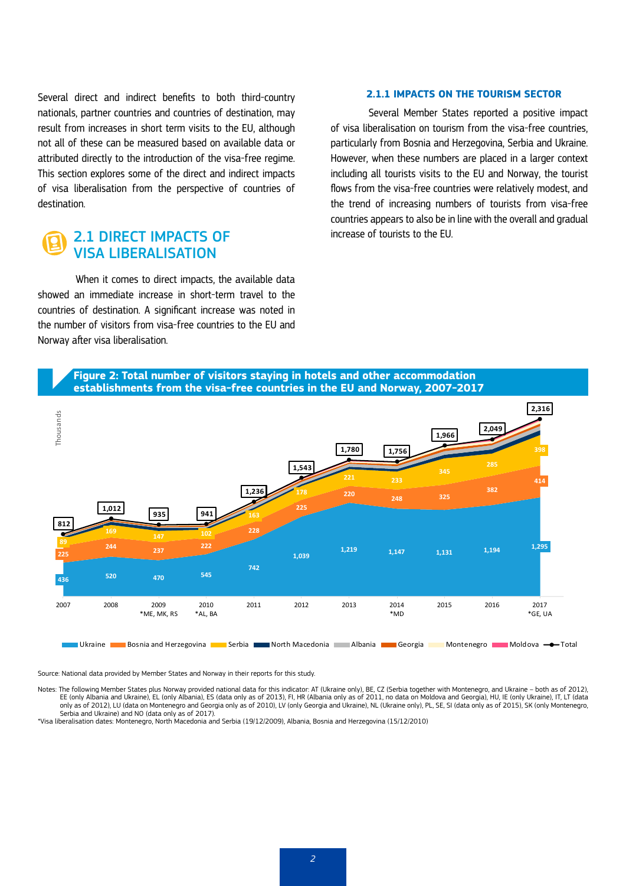Several direct and indirect benefits to both third-country nationals, partner countries and countries of destination, may result from increases in short term visits to the EU, although not all of these can be measured based on available data or attributed directly to the introduction of the visa-free regime. This section explores some of the direct and indirect impacts of visa liberalisation from the perspective of countries of destination.

## 2.1 DIRECT IMPACTS OF VISA LIBERALISATION

When it comes to direct impacts, the available data showed an immediate increase in short-term travel to the countries of destination. A significant increase was noted in the number of visitors from visa-free countries to the EU and Norway after visa liberalisation.

### 2.1.1 IMPACTS ON THE TOURISM SECTOR

Several Member States reported a positive impact of visa liberalisation on tourism from the visa-free countries, particularly from Bosnia and Herzegovina, Serbia and Ukraine. However, when these numbers are placed in a larger context including all tourists visits to the EU and Norway, the tourist flows from the visa-free countries were relatively modest, and the trend of increasing numbers of tourists from visa-free countries appears to also be in line with the overall and gradual increase of tourists to the EU.

**Figure 2: Total number of visitors staying in hotels and other accommodation establishments from the visa-free countries in the EU and Norway, 2007-2017**

Thousands

| | 2007 | 2008 | 2009 *ME, MK, RS | 2010 *AL, BA | 2011 | 2012 | 2013 | 2014 *MD | 2015 | 2016 | 2017 *GE, UA |
|---|---|---|---|---|---|---|---|---|---|---|---|
| Ukraine | 436 | 520 | 470 | 545 | 742 | 1,039 | 1,219 | 1,147 | 1,131 | 1,194 | 1,295 |
| Bosnia and Herzegovina | 225 | 244 | 237 | 222 | 228 | 225 | 220 | 248 | 325 | 382 | 414 |
| Serbia | 89 | 169 | 147 | 102 | 163 | 178 | 221 | 233 | 345 | 285 | 398 |
| Total | 812 | 1,012 | 935 | 941 | 1,236 | 1,543 | 1,780 | 1,756 | 1,966 | 2,049 | 2,316 |

Legend: Ukraine, Bosnia and Herzegovina, Serbia, North Macedonia, Albania, Georgia, Montenegro, Moldova, Total

Source: National data provided by Member States and Norway in their reports for this study.

Notes: The following Member States plus Norway provided national data for this indicator: AT (Ukraine only), BE, CZ (Serbia together with Montenegro, and Ukraine – both as of 2012), EE (only Albania and Ukraine), EL (only Albania), ES (data only as of 2013), FI, HR (Albania only as of 2011, no data on Moldova and Georgia), HU, IE (only Ukraine), IT, LT (data only as of 2012), LU (data on Montenegro and Georgia only as of 2010), LV (only Georgia and Ukraine), NL (Ukraine only), PL, SE, SI (data only as of 2015), SK (only Montenegro, Serbia and Ukraine) and NO (data only as of 2017).

*Visa liberalisation dates: Montenegro, North Macedonia and Serbia (19/12/2009), Albania, Bosnia and Herzegovina (15/12/2010)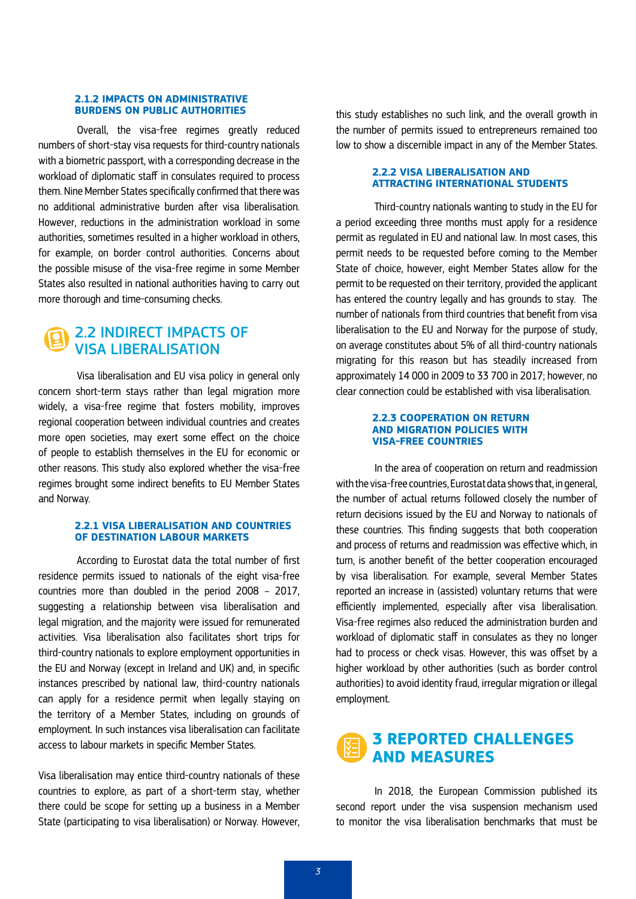#### 2.1.2 IMPACTS ON ADMINISTRATIVE BURDENS ON PUBLIC AUTHORITIES

Overall, the visa-free regimes greatly reduced numbers of short-stay visa requests for third-country nationals with a biometric passport, with a corresponding decrease in the workload of diplomatic staff in consulates required to process them. Nine Member States specifically confirmed that there was no additional administrative burden after visa liberalisation. However, reductions in the administration workload in some authorities, sometimes resulted in a higher workload in others, for example, on border control authorities. Concerns about the possible misuse of the visa-free regime in some Member States also resulted in national authorities having to carry out more thorough and time-consuming checks.

## 2.2 INDIRECT IMPACTS OF VISA LIBERALISATION

Visa liberalisation and EU visa policy in general only concern short-term stays rather than legal migration more widely, a visa-free regime that fosters mobility, improves regional cooperation between individual countries and creates more open societies, may exert some effect on the choice of people to establish themselves in the EU for economic or other reasons. This study also explored whether the visa-free regimes brought some indirect benefits to EU Member States and Norway.

#### 2.2.1 VISA LIBERALISATION AND COUNTRIES OF DESTINATION LABOUR MARKETS

According to Eurostat data the total number of first residence permits issued to nationals of the eight visa-free countries more than doubled in the period 2008 – 2017, suggesting a relationship between visa liberalisation and legal migration, and the majority were issued for remunerated activities. Visa liberalisation also facilitates short trips for third-country nationals to explore employment opportunities in the EU and Norway (except in Ireland and UK) and, in specific instances prescribed by national law, third-country nationals can apply for a residence permit when legally staying on the territory of a Member States, including on grounds of employment. In such instances visa liberalisation can facilitate access to labour markets in specific Member States.

Visa liberalisation may entice third-country nationals of these countries to explore, as part of a short-term stay, whether there could be scope for setting up a business in a Member State (participating to visa liberalisation) or Norway. However, this study establishes no such link, and the overall growth in the number of permits issued to entrepreneurs remained too low to show a discernible impact in any of the Member States.

#### 2.2.2 VISA LIBERALISATION AND ATTRACTING INTERNATIONAL STUDENTS

Third-country nationals wanting to study in the EU for a period exceeding three months must apply for a residence permit as regulated in EU and national law. In most cases, this permit needs to be requested before coming to the Member State of choice, however, eight Member States allow for the permit to be requested on their territory, provided the applicant has entered the country legally and has grounds to stay. The number of nationals from third countries that benefit from visa liberalisation to the EU and Norway for the purpose of study, on average constitutes about 5% of all third-country nationals migrating for this reason but has steadily increased from approximately 14 000 in 2009 to 33 700 in 2017; however, no clear connection could be established with visa liberalisation.

#### 2.2.3 COOPERATION ON RETURN AND MIGRATION POLICIES WITH VISA-FREE COUNTRIES

In the area of cooperation on return and readmission with the visa-free countries, Eurostat data shows that, in general, the number of actual returns followed closely the number of return decisions issued by the EU and Norway to nationals of these countries. This finding suggests that both cooperation and process of returns and readmission was effective which, in turn, is another benefit of the better cooperation encouraged by visa liberalisation. For example, several Member States reported an increase in (assisted) voluntary returns that were efficiently implemented, especially after visa liberalisation. Visa-free regimes also reduced the administration burden and workload of diplomatic staff in consulates as they no longer had to process or check visas. However, this was offset by a higher workload by other authorities (such as border control authorities) to avoid identity fraud, irregular migration or illegal employment.

# 3 REPORTED CHALLENGES AND MEASURES

In 2018, the European Commission published its second report under the visa suspension mechanism used to monitor the visa liberalisation benchmarks that must be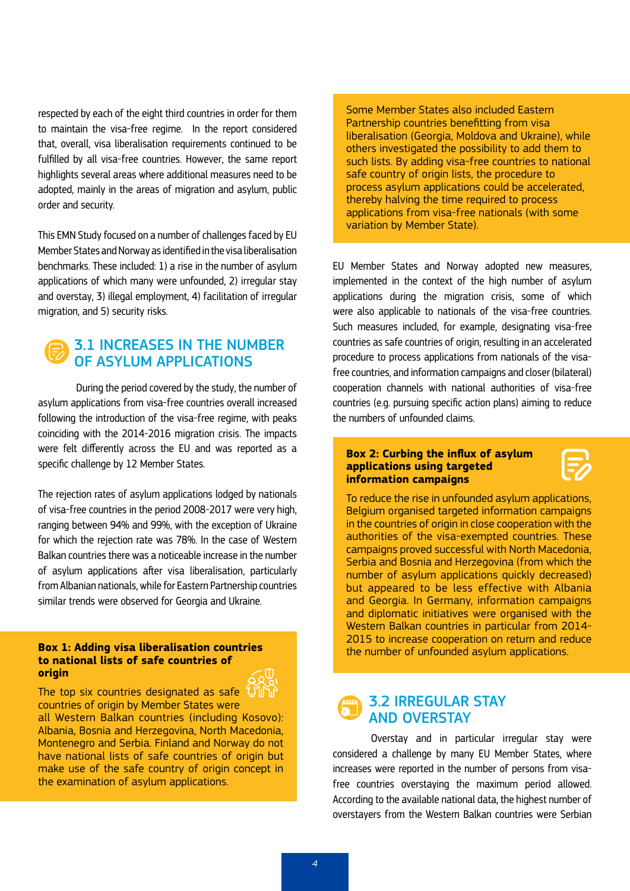respected by each of the eight third countries in order for them to maintain the visa-free regime. In the report considered that, overall, visa liberalisation requirements continued to be fulfilled by all visa-free countries. However, the same report highlights several areas where additional measures need to be adopted, mainly in the areas of migration and asylum, public order and security.

This EMN Study focused on a number of challenges faced by EU Member States and Norway as identified in the visa liberalisation benchmarks. These included: 1) a rise in the number of asylum applications of which many were unfounded, 2) irregular stay and overstay, 3) illegal employment, 4) facilitation of irregular migration, and 5) security risks.

## 3.1 INCREASES IN THE NUMBER OF ASYLUM APPLICATIONS

During the period covered by the study, the number of asylum applications from visa-free countries overall increased following the introduction of the visa-free regime, with peaks coinciding with the 2014-2016 migration crisis. The impacts were felt differently across the EU and was reported as a specific challenge by 12 Member States.

The rejection rates of asylum applications lodged by nationals of visa-free countries in the period 2008-2017 were very high, ranging between 94% and 99%, with the exception of Ukraine for which the rejection rate was 78%. In the case of Western Balkan countries there was a noticeable increase in the number of asylum applications after visa liberalisation, particularly from Albanian nationals, while for Eastern Partnership countries similar trends were observed for Georgia and Ukraine.

**Box 1: Adding visa liberalisation countries to national lists of safe countries of origin**

The top six countries designated as safe countries of origin by Member States were all Western Balkan countries (including Kosovo): Albania, Bosnia and Herzegovina, North Macedonia, Montenegro and Serbia. Finland and Norway do not have national lists of safe countries of origin but make use of the safe country of origin concept in the examination of asylum applications.

Some Member States also included Eastern Partnership countries benefitting from visa liberalisation (Georgia, Moldova and Ukraine), while others investigated the possibility to add them to such lists. By adding visa-free countries to national safe country of origin lists, the procedure to process asylum applications could be accelerated, thereby halving the time required to process applications from visa-free nationals (with some variation by Member State).

EU Member States and Norway adopted new measures, implemented in the context of the high number of asylum applications during the migration crisis, some of which were also applicable to nationals of the visa-free countries. Such measures included, for example, designating visa-free countries as safe countries of origin, resulting in an accelerated procedure to process applications from nationals of the visa-free countries, and information campaigns and closer (bilateral) cooperation channels with national authorities of visa-free countries (e.g. pursuing specific action plans) aiming to reduce the numbers of unfounded claims.

**Box 2: Curbing the influx of asylum applications using targeted information campaigns**

To reduce the rise in unfounded asylum applications, Belgium organised targeted information campaigns in the countries of origin in close cooperation with the authorities of the visa-exempted countries. These campaigns proved successful with North Macedonia, Serbia and Bosnia and Herzegovina (from which the number of asylum applications quickly decreased) but appeared to be less effective with Albania and Georgia. In Germany, information campaigns and diplomatic initiatives were organised with the Western Balkan countries in particular from 2014-2015 to increase cooperation on return and reduce the number of unfounded asylum applications.

## 3.2 IRREGULAR STAY AND OVERSTAY

Overstay and in particular irregular stay were considered a challenge by many EU Member States, where increases were reported in the number of persons from visa-free countries overstaying the maximum period allowed. According to the available national data, the highest number of overstayers from the Western Balkan countries were Serbian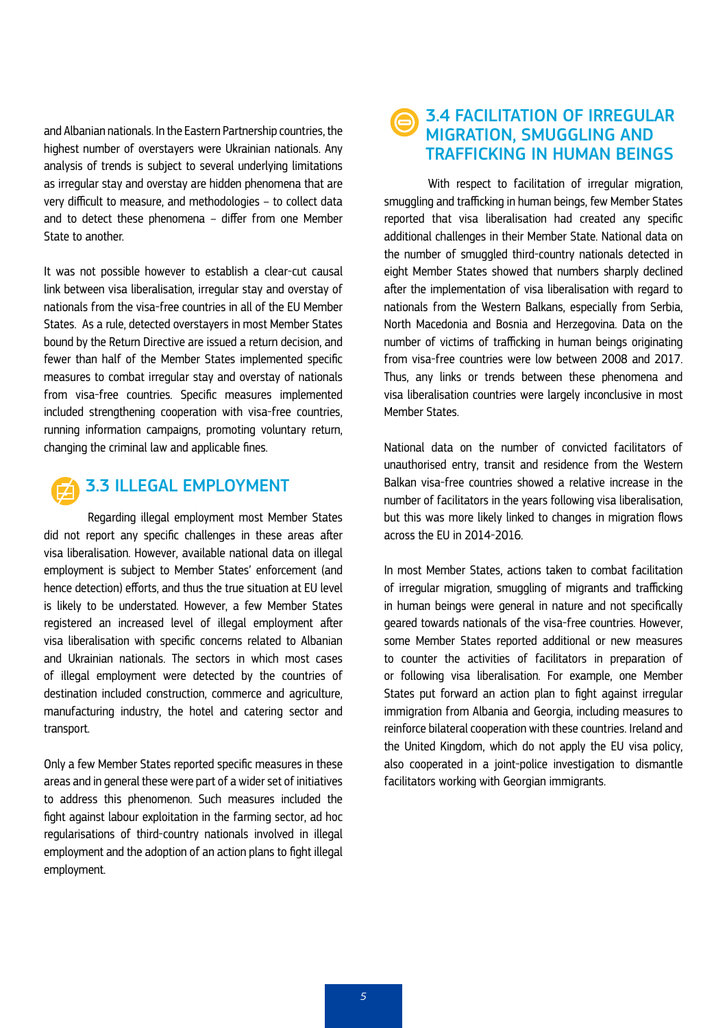and Albanian nationals. In the Eastern Partnership countries, the highest number of overstayers were Ukrainian nationals. Any analysis of trends is subject to several underlying limitations as irregular stay and overstay are hidden phenomena that are very difficult to measure, and methodologies – to collect data and to detect these phenomena – differ from one Member State to another.

It was not possible however to establish a clear-cut causal link between visa liberalisation, irregular stay and overstay of nationals from the visa-free countries in all of the EU Member States. As a rule, detected overstayers in most Member States bound by the Return Directive are issued a return decision, and fewer than half of the Member States implemented specific measures to combat irregular stay and overstay of nationals from visa-free countries. Specific measures implemented included strengthening cooperation with visa-free countries, running information campaigns, promoting voluntary return, changing the criminal law and applicable fines.

## 3.3 ILLEGAL EMPLOYMENT

Regarding illegal employment most Member States did not report any specific challenges in these areas after visa liberalisation. However, available national data on illegal employment is subject to Member States' enforcement (and hence detection) efforts, and thus the true situation at EU level is likely to be understated. However, a few Member States registered an increased level of illegal employment after visa liberalisation with specific concerns related to Albanian and Ukrainian nationals. The sectors in which most cases of illegal employment were detected by the countries of destination included construction, commerce and agriculture, manufacturing industry, the hotel and catering sector and transport.

Only a few Member States reported specific measures in these areas and in general these were part of a wider set of initiatives to address this phenomenon. Such measures included the fight against labour exploitation in the farming sector, ad hoc regularisations of third-country nationals involved in illegal employment and the adoption of an action plans to fight illegal employment.

## 3.4 FACILITATION OF IRREGULAR MIGRATION, SMUGGLING AND TRAFFICKING IN HUMAN BEINGS

With respect to facilitation of irregular migration, smuggling and trafficking in human beings, few Member States reported that visa liberalisation had created any specific additional challenges in their Member State. National data on the number of smuggled third-country nationals detected in eight Member States showed that numbers sharply declined after the implementation of visa liberalisation with regard to nationals from the Western Balkans, especially from Serbia, North Macedonia and Bosnia and Herzegovina. Data on the number of victims of trafficking in human beings originating from visa-free countries were low between 2008 and 2017. Thus, any links or trends between these phenomena and visa liberalisation countries were largely inconclusive in most Member States.

National data on the number of convicted facilitators of unauthorised entry, transit and residence from the Western Balkan visa-free countries showed a relative increase in the number of facilitators in the years following visa liberalisation, but this was more likely linked to changes in migration flows across the EU in 2014-2016.

In most Member States, actions taken to combat facilitation of irregular migration, smuggling of migrants and trafficking in human beings were general in nature and not specifically geared towards nationals of the visa-free countries. However, some Member States reported additional or new measures to counter the activities of facilitators in preparation of or following visa liberalisation. For example, one Member States put forward an action plan to fight against irregular immigration from Albania and Georgia, including measures to reinforce bilateral cooperation with these countries. Ireland and the United Kingdom, which do not apply the EU visa policy, also cooperated in a joint-police investigation to dismantle facilitators working with Georgian immigrants.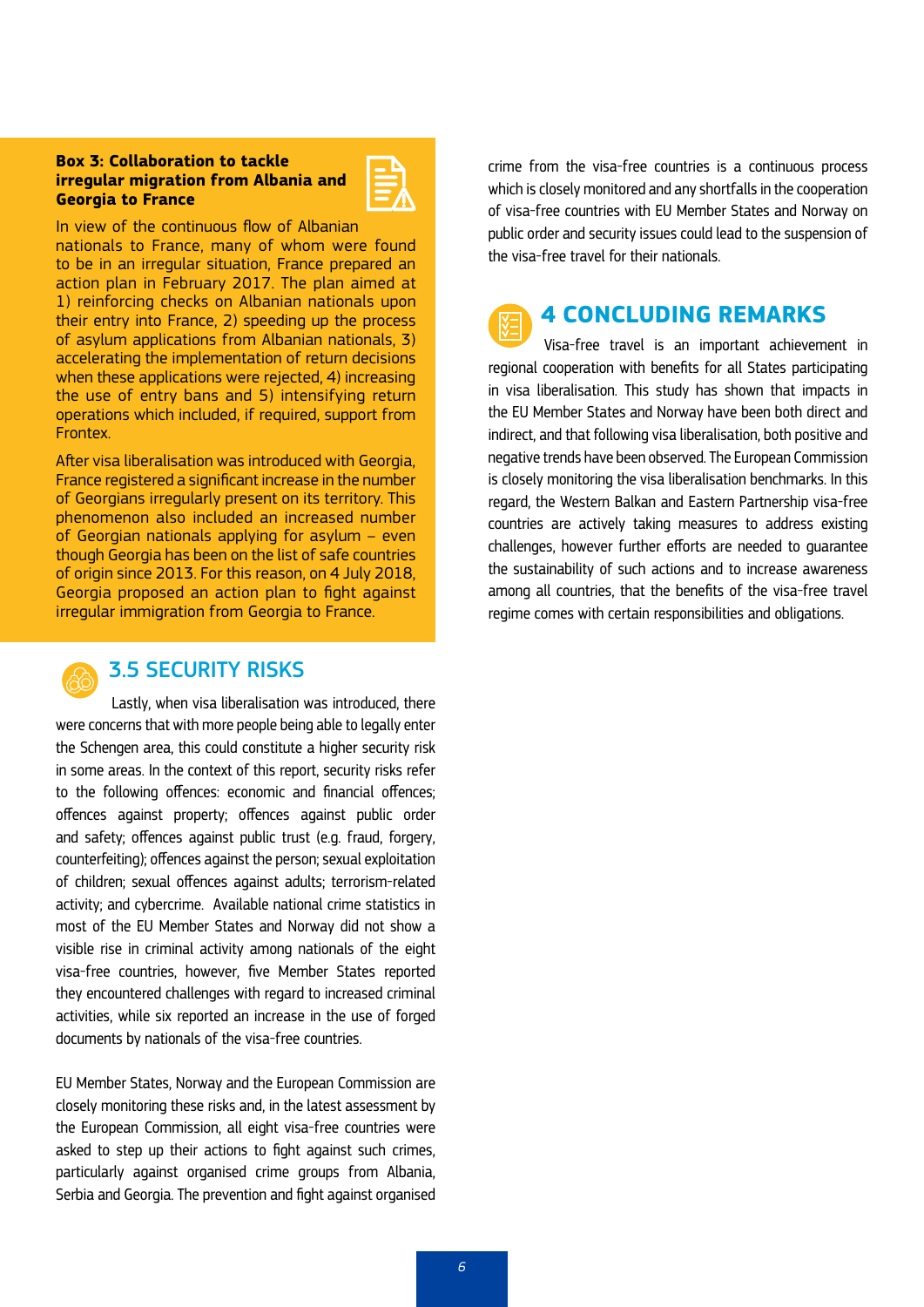**Box 3: Collaboration to tackle irregular migration from Albania and Georgia to France**

In view of the continuous flow of Albanian nationals to France, many of whom were found to be in an irregular situation, France prepared an action plan in February 2017. The plan aimed at 1) reinforcing checks on Albanian nationals upon their entry into France, 2) speeding up the process of asylum applications from Albanian nationals, 3) accelerating the implementation of return decisions when these applications were rejected, 4) increasing the use of entry bans and 5) intensifying return operations which included, if required, support from Frontex.

After visa liberalisation was introduced with Georgia, France registered a significant increase in the number of Georgians irregularly present on its territory. This phenomenon also included an increased number of Georgian nationals applying for asylum – even though Georgia has been on the list of safe countries of origin since 2013. For this reason, on 4 July 2018, Georgia proposed an action plan to fight against irregular immigration from Georgia to France.

## 3.5 SECURITY RISKS

Lastly, when visa liberalisation was introduced, there were concerns that with more people being able to legally enter the Schengen area, this could constitute a higher security risk in some areas. In the context of this report, security risks refer to the following offences: economic and financial offences; offences against property; offences against public order and safety; offences against public trust (e.g. fraud, forgery, counterfeiting); offences against the person; sexual exploitation of children; sexual offences against adults; terrorism-related activity; and cybercrime. Available national crime statistics in most of the EU Member States and Norway did not show a visible rise in criminal activity among nationals of the eight visa-free countries, however, five Member States reported they encountered challenges with regard to increased criminal activities, while six reported an increase in the use of forged documents by nationals of the visa-free countries.

EU Member States, Norway and the European Commission are closely monitoring these risks and, in the latest assessment by the European Commission, all eight visa-free countries were asked to step up their actions to fight against such crimes, particularly against organised crime groups from Albania, Serbia and Georgia. The prevention and fight against organised crime from the visa-free countries is a continuous process which is closely monitored and any shortfalls in the cooperation of visa-free countries with EU Member States and Norway on public order and security issues could lead to the suspension of the visa-free travel for their nationals.

## 4 CONCLUDING REMARKS

Visa-free travel is an important achievement in regional cooperation with benefits for all States participating in visa liberalisation. This study has shown that impacts in the EU Member States and Norway have been both direct and indirect, and that following visa liberalisation, both positive and negative trends have been observed. The European Commission is closely monitoring the visa liberalisation benchmarks. In this regard, the Western Balkan and Eastern Partnership visa-free countries are actively taking measures to address existing challenges, however further efforts are needed to guarantee the sustainability of such actions and to increase awareness among all countries, that the benefits of the visa-free travel regime comes with certain responsibilities and obligations.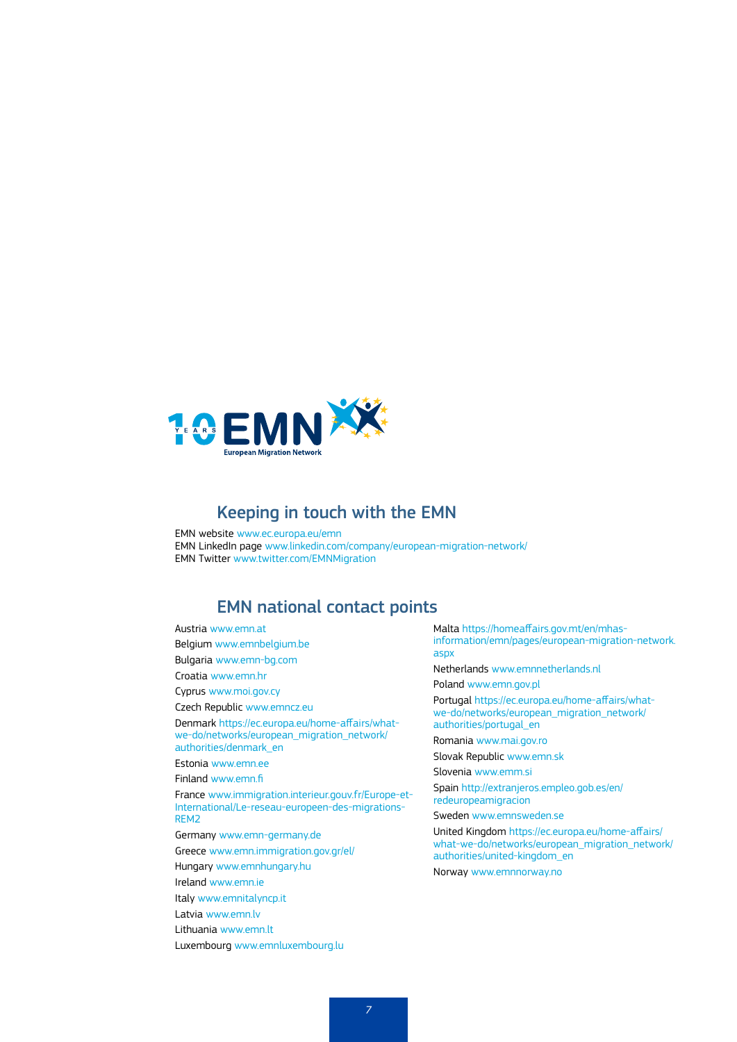10 YEARS EMN European Migration Network

## Keeping in touch with the EMN

EMN website www.ec.europa.eu/emn
EMN LinkedIn page www.linkedin.com/company/european-migration-network/
EMN Twitter www.twitter.com/EMNMigration

## EMN national contact points

Austria www.emn.at

Belgium www.emnbelgium.be

Bulgaria www.emn-bg.com

Croatia www.emn.hr

Cyprus www.moi.gov.cy

Czech Republic www.emncz.eu

Denmark https://ec.europa.eu/home-affairs/what-we-do/networks/european_migration_network/authorities/denmark_en

Estonia www.emn.ee

Finland www.emn.fi

France www.immigration.interieur.gouv.fr/Europe-et-International/Le-reseau-europeen-des-migrations-REM2

Germany www.emn-germany.de

Greece www.emn.immigration.gov.gr/el/

Hungary www.emnhungary.hu

Ireland www.emn.ie

Italy www.emnitalyncp.it

Latvia www.emn.lv

Lithuania www.emn.lt

Luxembourg www.emnluxembourg.lu

Malta https://homeaffairs.gov.mt/en/mhas-information/emn/pages/european-migration-network.aspx

Netherlands www.emnnetherlands.nl

Poland www.emn.gov.pl

Portugal https://ec.europa.eu/home-affairs/what-we-do/networks/european_migration_network/authorities/portugal_en

Romania www.mai.gov.ro

Slovak Republic www.emn.sk

Slovenia www.emm.si

Spain http://extranjeros.empleo.gob.es/en/redeuropeamigracion

Sweden www.emnsweden.se

United Kingdom https://ec.europa.eu/home-affairs/what-we-do/networks/european_migration_network/authorities/united-kingdom_en

Norway www.emnnorway.no